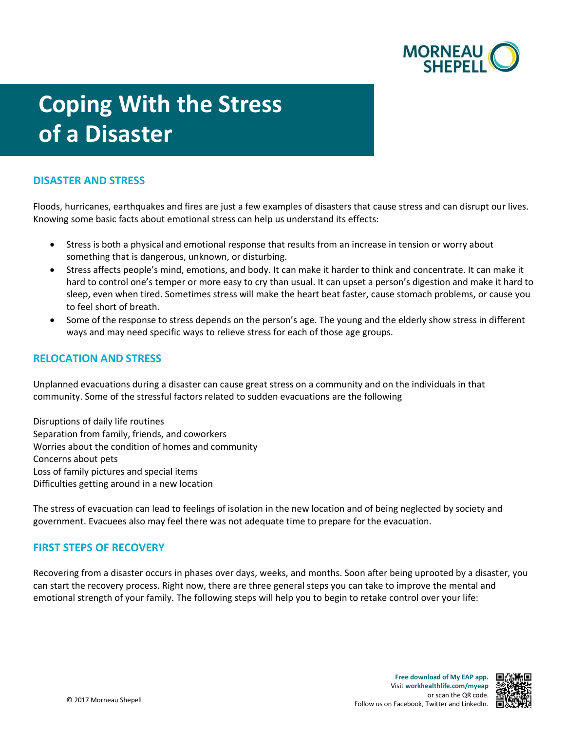# Coping With the Stress of a Disaster

## DISASTER AND STRESS

Floods, hurricanes, earthquakes and fires are just a few examples of disasters that cause stress and can disrupt our lives. Knowing some basic facts about emotional stress can help us understand its effects:

- Stress is both a physical and emotional response that results from an increase in tension or worry about something that is dangerous, unknown, or disturbing.
- Stress affects people's mind, emotions, and body. It can make it harder to think and concentrate. It can make it hard to control one's temper or more easy to cry than usual. It can upset a person's digestion and make it hard to sleep, even when tired. Sometimes stress will make the heart beat faster, cause stomach problems, or cause you to feel short of breath.
- Some of the response to stress depends on the person's age. The young and the elderly show stress in different ways and may need specific ways to relieve stress for each of those age groups.

## RELOCATION AND STRESS

Unplanned evacuations during a disaster can cause great stress on a community and on the individuals in that community. Some of the stressful factors related to sudden evacuations are the following

Disruptions of daily life routines
Separation from family, friends, and coworkers
Worries about the condition of homes and community
Concerns about pets
Loss of family pictures and special items
Difficulties getting around in a new location

The stress of evacuation can lead to feelings of isolation in the new location and of being neglected by society and government. Evacuees also may feel there was not adequate time to prepare for the evacuation.

## FIRST STEPS OF RECOVERY

Recovering from a disaster occurs in phases over days, weeks, and months. Soon after being uprooted by a disaster, you can start the recovery process. Right now, there are three general steps you can take to improve the mental and emotional strength of your family. The following steps will help you to begin to retake control over your life: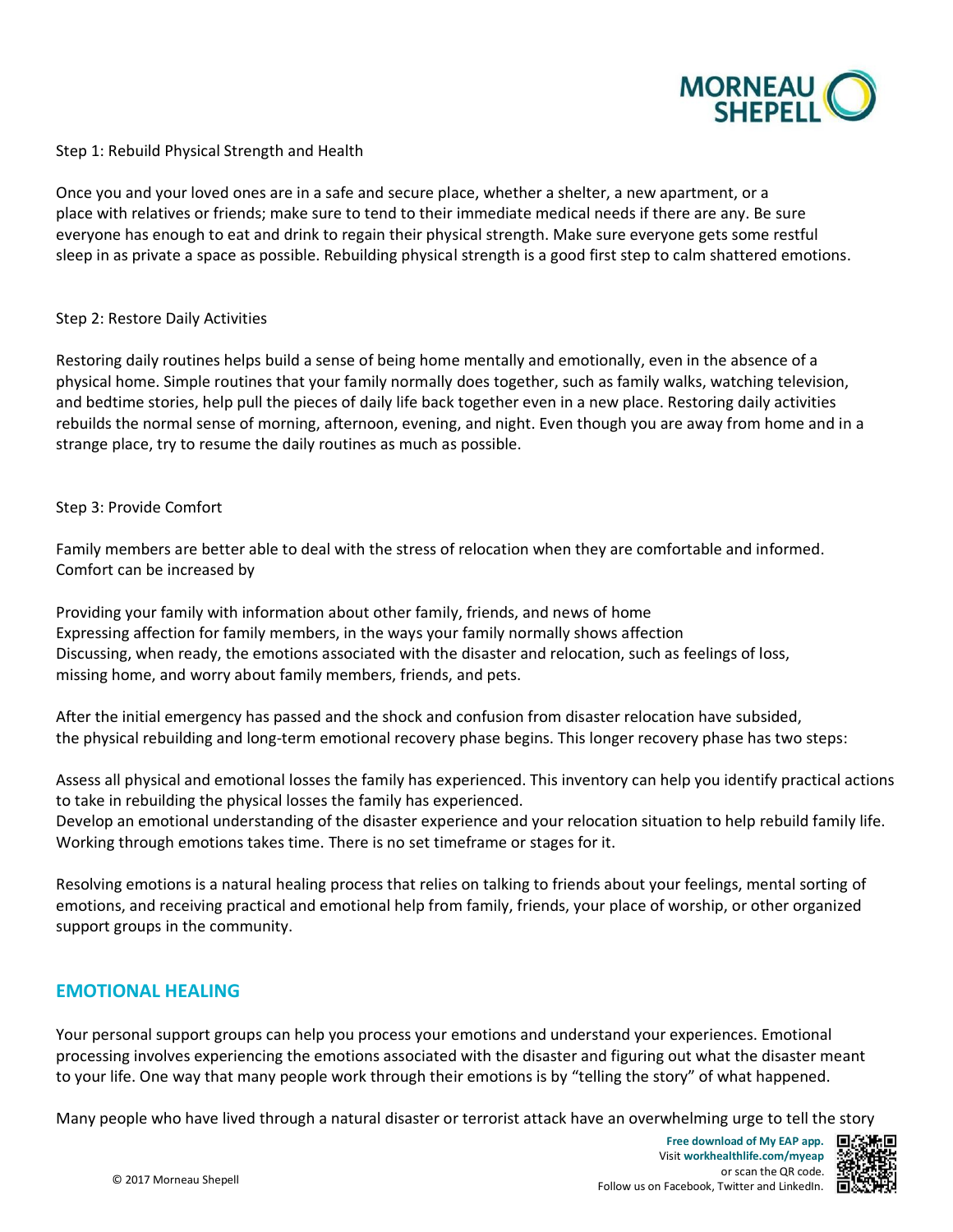Step 1: Rebuild Physical Strength and Health

Once you and your loved ones are in a safe and secure place, whether a shelter, a new apartment, or a place with relatives or friends; make sure to tend to their immediate medical needs if there are any. Be sure everyone has enough to eat and drink to regain their physical strength. Make sure everyone gets some restful sleep in as private a space as possible. Rebuilding physical strength is a good first step to calm shattered emotions.

Step 2: Restore Daily Activities

Restoring daily routines helps build a sense of being home mentally and emotionally, even in the absence of a physical home. Simple routines that your family normally does together, such as family walks, watching television, and bedtime stories, help pull the pieces of daily life back together even in a new place. Restoring daily activities rebuilds the normal sense of morning, afternoon, evening, and night. Even though you are away from home and in a strange place, try to resume the daily routines as much as possible.

Step 3: Provide Comfort

Family members are better able to deal with the stress of relocation when they are comfortable and informed. Comfort can be increased by

Providing your family with information about other family, friends, and news of home
Expressing affection for family members, in the ways your family normally shows affection
Discussing, when ready, the emotions associated with the disaster and relocation, such as feelings of loss, missing home, and worry about family members, friends, and pets.

After the initial emergency has passed and the shock and confusion from disaster relocation have subsided, the physical rebuilding and long-term emotional recovery phase begins. This longer recovery phase has two steps:

Assess all physical and emotional losses the family has experienced. This inventory can help you identify practical actions to take in rebuilding the physical losses the family has experienced.
Develop an emotional understanding of the disaster experience and your relocation situation to help rebuild family life. Working through emotions takes time. There is no set timeframe or stages for it.

Resolving emotions is a natural healing process that relies on talking to friends about your feelings, mental sorting of emotions, and receiving practical and emotional help from family, friends, your place of worship, or other organized support groups in the community.

## EMOTIONAL HEALING

Your personal support groups can help you process your emotions and understand your experiences. Emotional processing involves experiencing the emotions associated with the disaster and figuring out what the disaster meant to your life. One way that many people work through their emotions is by "telling the story" of what happened.

Many people who have lived through a natural disaster or terrorist attack have an overwhelming urge to tell the story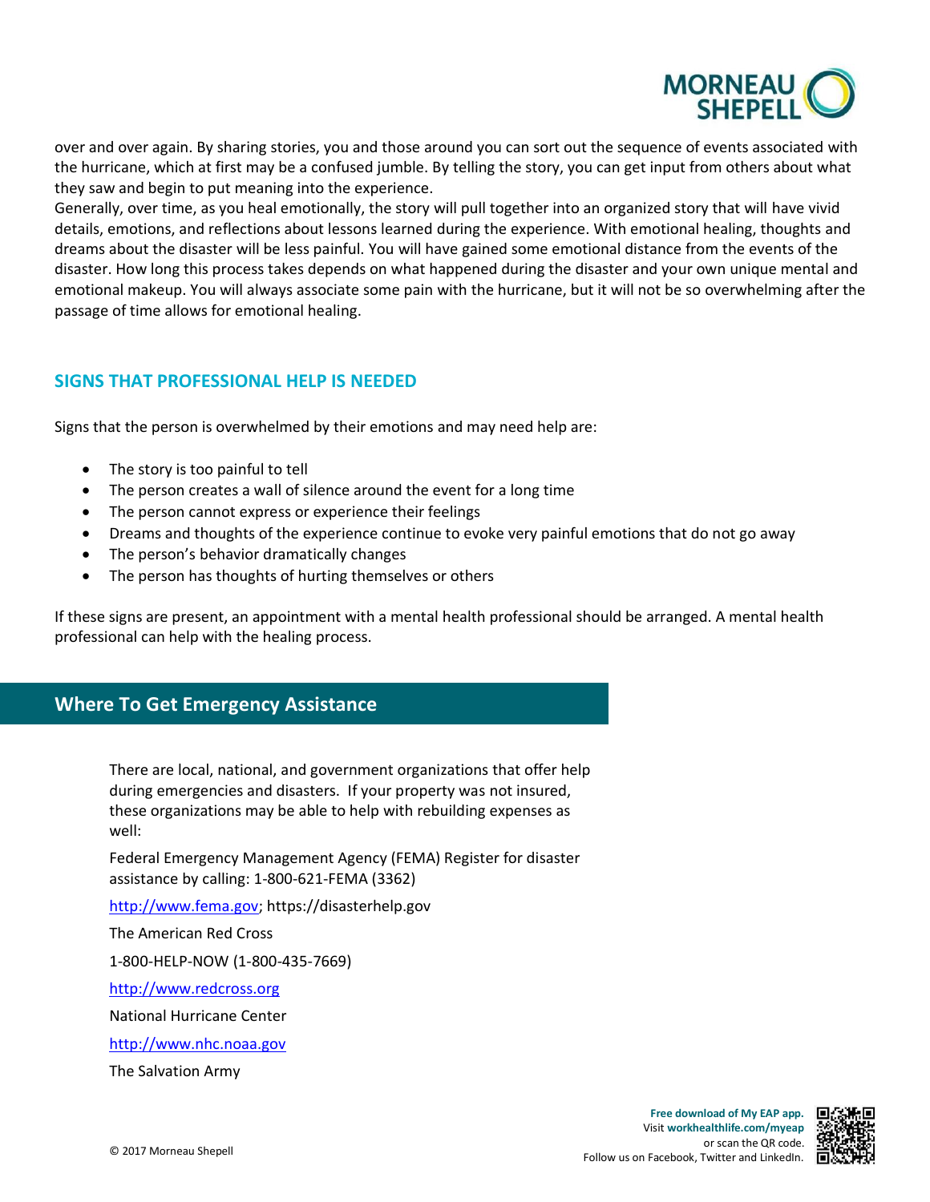over and over again. By sharing stories, you and those around you can sort out the sequence of events associated with the hurricane, which at first may be a confused jumble. By telling the story, you can get input from others about what they saw and begin to put meaning into the experience.

Generally, over time, as you heal emotionally, the story will pull together into an organized story that will have vivid details, emotions, and reflections about lessons learned during the experience. With emotional healing, thoughts and dreams about the disaster will be less painful. You will have gained some emotional distance from the events of the disaster. How long this process takes depends on what happened during the disaster and your own unique mental and emotional makeup. You will always associate some pain with the hurricane, but it will not be so overwhelming after the passage of time allows for emotional healing.

### SIGNS THAT PROFESSIONAL HELP IS NEEDED

Signs that the person is overwhelmed by their emotions and may need help are:

- The story is too painful to tell
- The person creates a wall of silence around the event for a long time
- The person cannot express or experience their feelings
- Dreams and thoughts of the experience continue to evoke very painful emotions that do not go away
- The person's behavior dramatically changes
- The person has thoughts of hurting themselves or others

If these signs are present, an appointment with a mental health professional should be arranged. A mental health professional can help with the healing process.

## Where To Get Emergency Assistance

There are local, national, and government organizations that offer help during emergencies and disasters. If your property was not insured, these organizations may be able to help with rebuilding expenses as well:

Federal Emergency Management Agency (FEMA) Register for disaster assistance by calling: 1-800-621-FEMA (3362)

http://www.fema.gov; https://disasterhelp.gov

The American Red Cross

1-800-HELP-NOW (1-800-435-7669)

http://www.redcross.org

National Hurricane Center

http://www.nhc.noaa.gov

The Salvation Army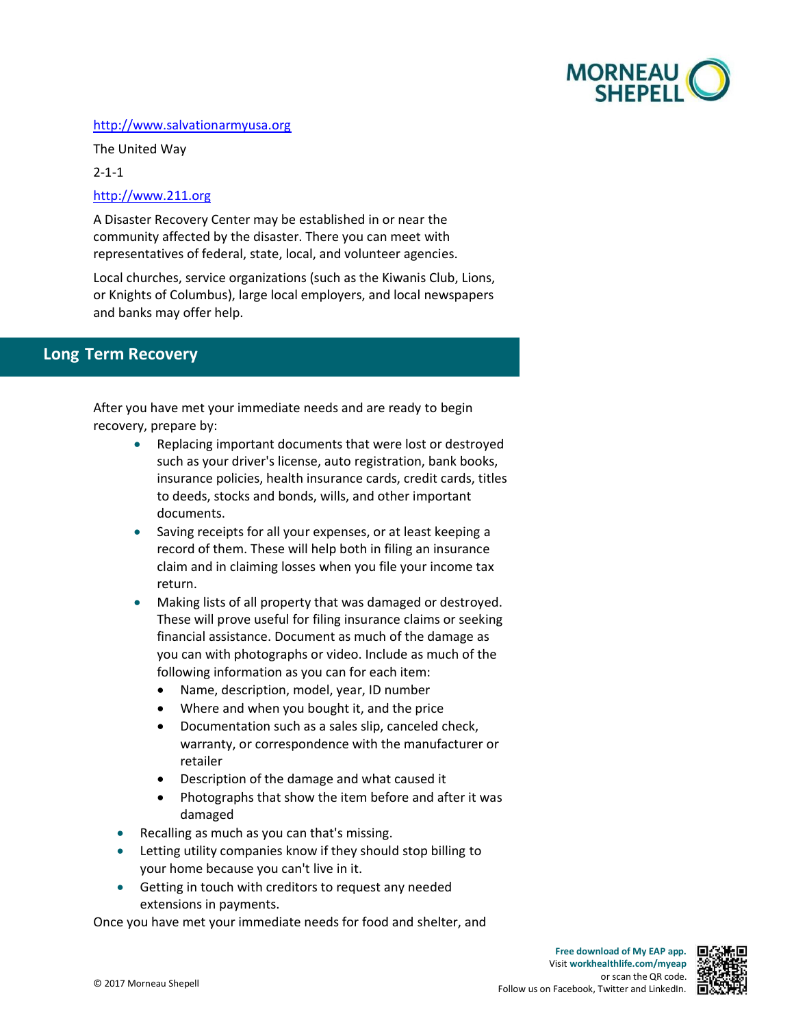http://www.salvationarmyusa.org

The United Way

2-1-1

http://www.211.org

A Disaster Recovery Center may be established in or near the community affected by the disaster. There you can meet with representatives of federal, state, local, and volunteer agencies.

Local churches, service organizations (such as the Kiwanis Club, Lions, or Knights of Columbus), large local employers, and local newspapers and banks may offer help.

## Long Term Recovery

After you have met your immediate needs and are ready to begin recovery, prepare by:

- Replacing important documents that were lost or destroyed such as your driver's license, auto registration, bank books, insurance policies, health insurance cards, credit cards, titles to deeds, stocks and bonds, wills, and other important documents.
- Saving receipts for all your expenses, or at least keeping a record of them. These will help both in filing an insurance claim and in claiming losses when you file your income tax return.
- Making lists of all property that was damaged or destroyed. These will prove useful for filing insurance claims or seeking financial assistance. Document as much of the damage as you can with photographs or video. Include as much of the following information as you can for each item:
  - Name, description, model, year, ID number
  - Where and when you bought it, and the price
  - Documentation such as a sales slip, canceled check, warranty, or correspondence with the manufacturer or retailer
  - Description of the damage and what caused it
  - Photographs that show the item before and after it was damaged
- Recalling as much as you can that's missing.
- Letting utility companies know if they should stop billing to your home because you can't live in it.
- Getting in touch with creditors to request any needed extensions in payments.

Once you have met your immediate needs for food and shelter, and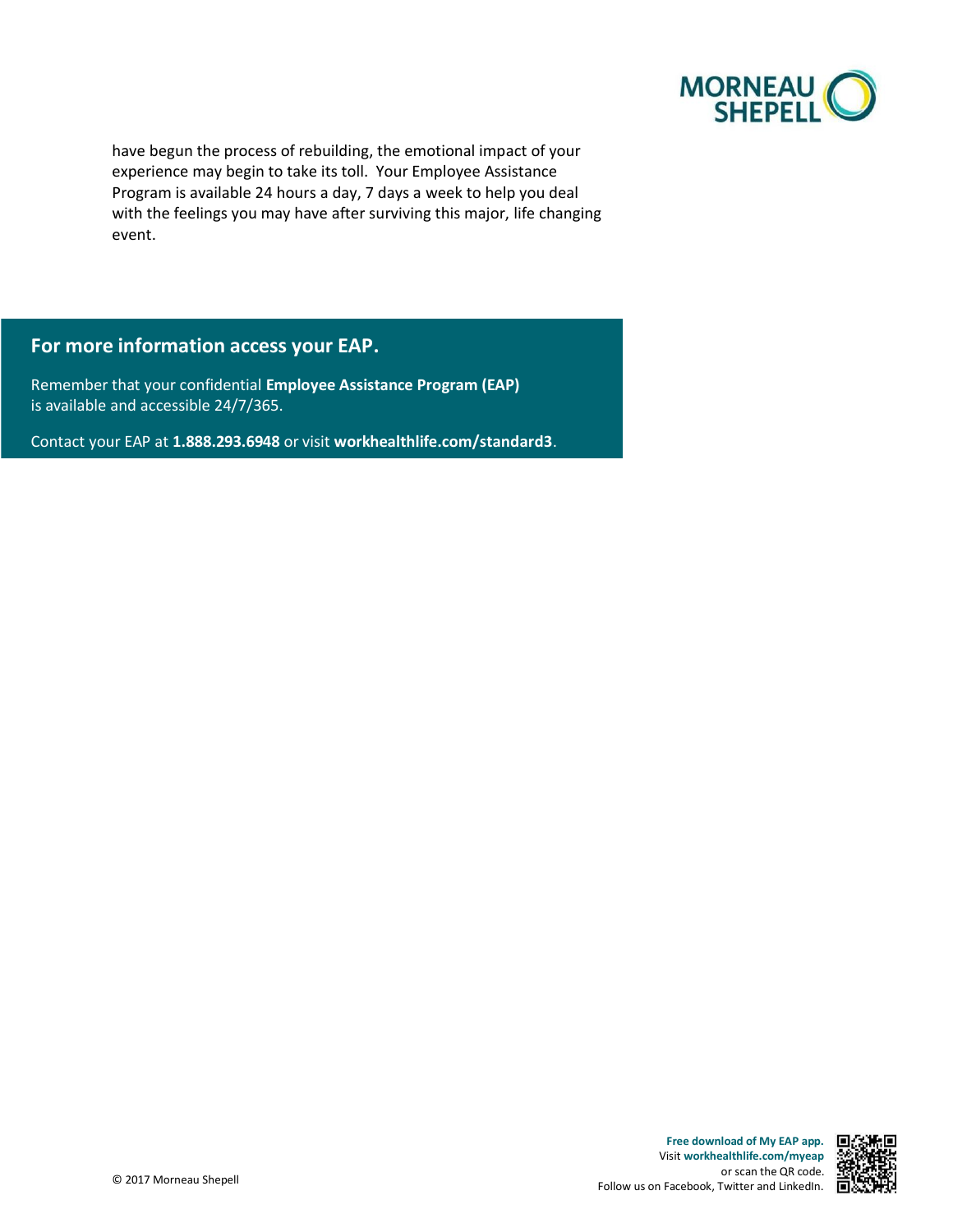have begun the process of rebuilding, the emotional impact of your experience may begin to take its toll. Your Employee Assistance Program is available 24 hours a day, 7 days a week to help you deal with the feelings you may have after surviving this major, life changing event.

## For more information access your EAP.

Remember that your confidential **Employee Assistance Program (EAP)** is available and accessible 24/7/365.

Contact your EAP at **1.888.293.6948** or visit **workhealthlife.com/standard3**.

**Free download of My EAP app.**
Visit **workhealthlife.com/myeap**
or scan the QR code.
Follow us on Facebook, Twitter and LinkedIn.

© 2017 Morneau Shepell